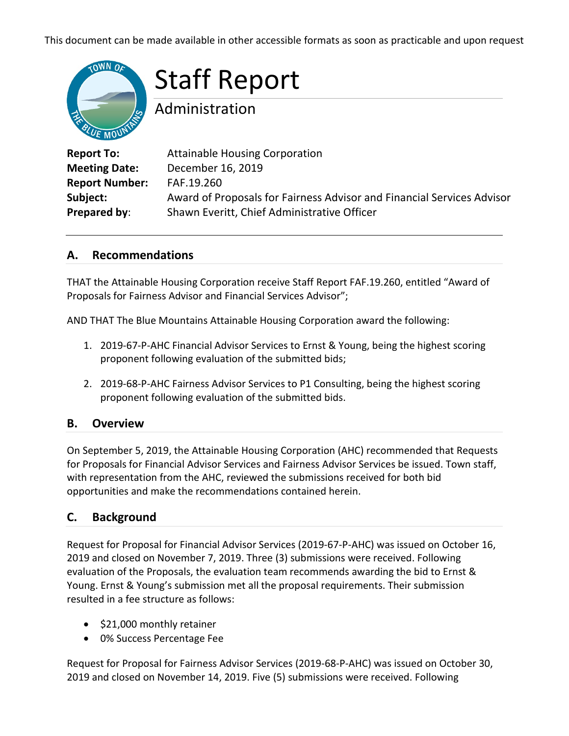This document can be made available in other accessible formats as soon as practicable and upon request

# Staff Report

## Administration

**Report To:** Attainable Housing Corporation
**Meeting Date:** December 16, 2019
**Report Number:** FAF.19.260
**Subject:** Award of Proposals for Fairness Advisor and Financial Services Advisor
**Prepared by**: Shawn Everitt, Chief Administrative Officer

---

## A. Recommendations

THAT the Attainable Housing Corporation receive Staff Report FAF.19.260, entitled "Award of Proposals for Fairness Advisor and Financial Services Advisor";

AND THAT The Blue Mountains Attainable Housing Corporation award the following:

1. 2019-67-P-AHC Financial Advisor Services to Ernst & Young, being the highest scoring proponent following evaluation of the submitted bids;
2. 2019-68-P-AHC Fairness Advisor Services to P1 Consulting, being the highest scoring proponent following evaluation of the submitted bids.

## B. Overview

On September 5, 2019, the Attainable Housing Corporation (AHC) recommended that Requests for Proposals for Financial Advisor Services and Fairness Advisor Services be issued. Town staff, with representation from the AHC, reviewed the submissions received for both bid opportunities and make the recommendations contained herein.

## C. Background

Request for Proposal for Financial Advisor Services (2019-67-P-AHC) was issued on October 16, 2019 and closed on November 7, 2019. Three (3) submissions were received. Following evaluation of the Proposals, the evaluation team recommends awarding the bid to Ernst & Young. Ernst & Young's submission met all the proposal requirements. Their submission resulted in a fee structure as follows:

- $21,000 monthly retainer
- 0% Success Percentage Fee

Request for Proposal for Fairness Advisor Services (2019-68-P-AHC) was issued on October 30, 2019 and closed on November 14, 2019. Five (5) submissions were received. Following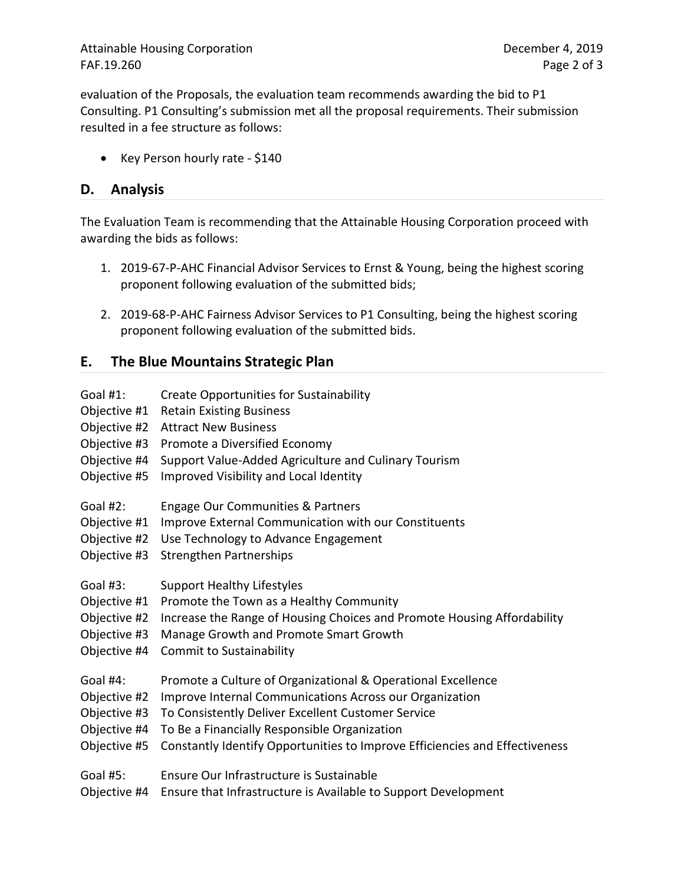evaluation of the Proposals, the evaluation team recommends awarding the bid to P1 Consulting. P1 Consulting's submission met all the proposal requirements. Their submission resulted in a fee structure as follows:

- Key Person hourly rate - $140

## D. Analysis

The Evaluation Team is recommending that the Attainable Housing Corporation proceed with awarding the bids as follows:

1. 2019-67-P-AHC Financial Advisor Services to Ernst & Young, being the highest scoring proponent following evaluation of the submitted bids;
2. 2019-68-P-AHC Fairness Advisor Services to P1 Consulting, being the highest scoring proponent following evaluation of the submitted bids.

## E. The Blue Mountains Strategic Plan

Goal #1: Create Opportunities for Sustainability
Objective #1 Retain Existing Business
Objective #2 Attract New Business
Objective #3 Promote a Diversified Economy
Objective #4 Support Value-Added Agriculture and Culinary Tourism
Objective #5 Improved Visibility and Local Identity

Goal #2: Engage Our Communities & Partners
Objective #1 Improve External Communication with our Constituents
Objective #2 Use Technology to Advance Engagement
Objective #3 Strengthen Partnerships

Goal #3: Support Healthy Lifestyles
Objective #1 Promote the Town as a Healthy Community
Objective #2 Increase the Range of Housing Choices and Promote Housing Affordability
Objective #3 Manage Growth and Promote Smart Growth
Objective #4 Commit to Sustainability

Goal #4: Promote a Culture of Organizational & Operational Excellence
Objective #2 Improve Internal Communications Across our Organization
Objective #3 To Consistently Deliver Excellent Customer Service
Objective #4 To Be a Financially Responsible Organization
Objective #5 Constantly Identify Opportunities to Improve Efficiencies and Effectiveness

Goal #5: Ensure Our Infrastructure is Sustainable
Objective #4 Ensure that Infrastructure is Available to Support Development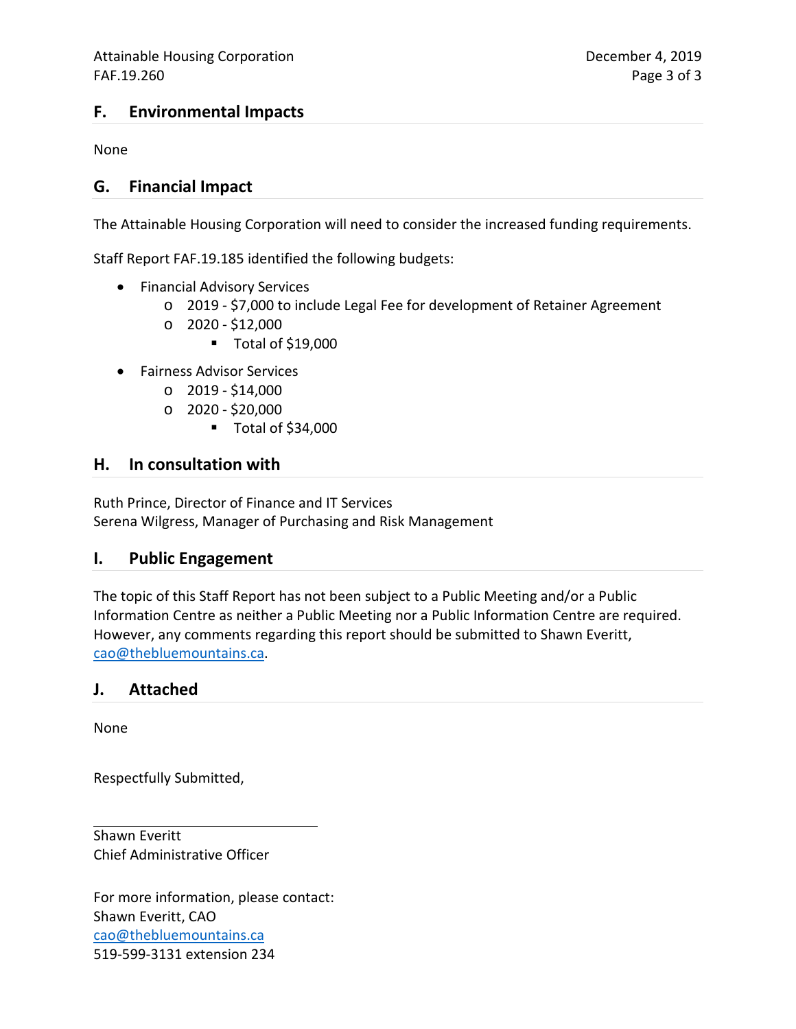## F. Environmental Impacts

None

## G. Financial Impact

The Attainable Housing Corporation will need to consider the increased funding requirements.

Staff Report FAF.19.185 identified the following budgets:

- Financial Advisory Services
  - 2019 - $7,000 to include Legal Fee for development of Retainer Agreement
  - 2020 - $12,000
    - Total of $19,000
- Fairness Advisor Services
  - 2019 - $14,000
  - 2020 - $20,000
    - Total of $34,000

## H. In consultation with

Ruth Prince, Director of Finance and IT Services
Serena Wilgress, Manager of Purchasing and Risk Management

## I. Public Engagement

The topic of this Staff Report has not been subject to a Public Meeting and/or a Public Information Centre as neither a Public Meeting nor a Public Information Centre are required. However, any comments regarding this report should be submitted to Shawn Everitt, cao@thebluemountains.ca.

## J. Attached

None

Respectfully Submitted,

Shawn Everitt
Chief Administrative Officer

For more information, please contact:
Shawn Everitt, CAO
cao@thebluemountains.ca
519-599-3131 extension 234